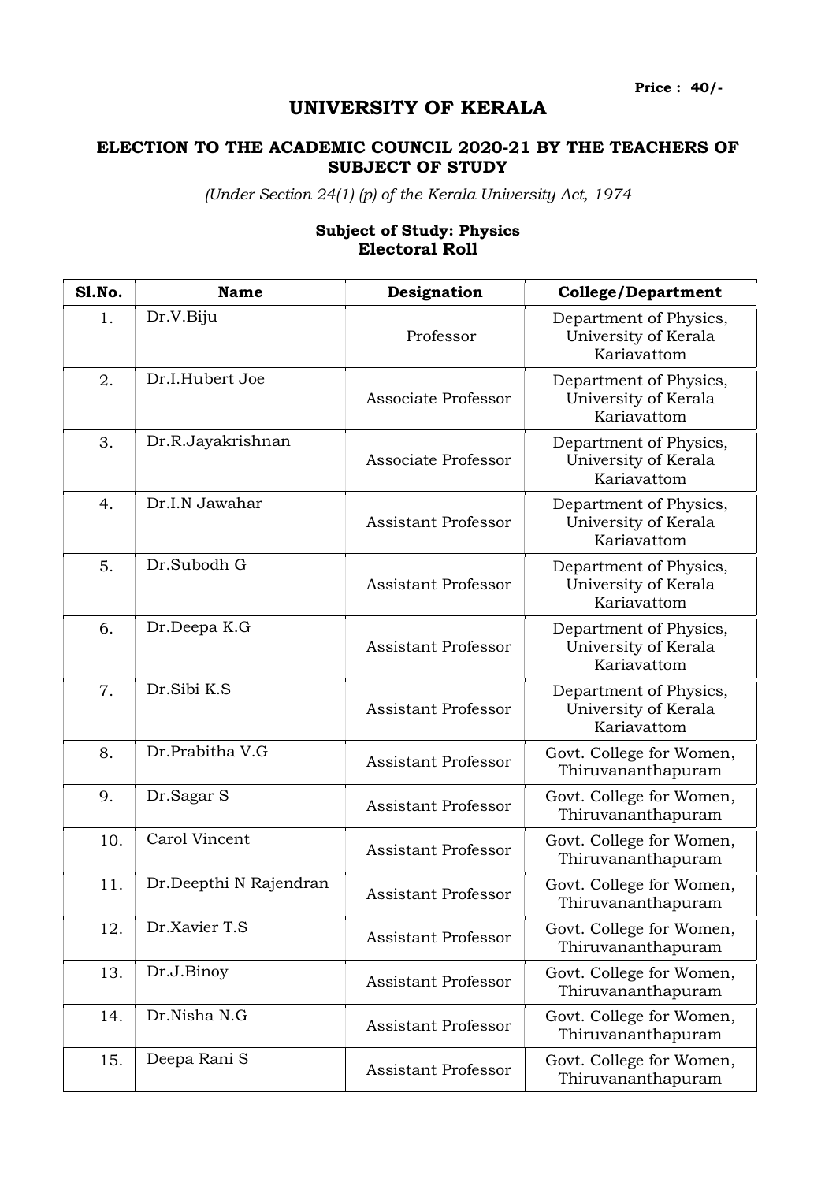**Price : 40/-**

# UNIVERSITY OF KERALA

## ELECTION TO THE ACADEMIC COUNCIL 2020-21 BY THE TEACHERS OF SUBJECT OF STUDY

*(Under Section 24(1) (p) of the Kerala University Act, 1974*

### Subject of Study: Physics
### Electoral Roll

| Sl.No. | Name | Designation | College/Department |
|---|---|---|---|
| 1. | Dr.V.Biju | Professor | Department of Physics, University of Kerala Kariavattom |
| 2. | Dr.I.Hubert Joe | Associate Professor | Department of Physics, University of Kerala Kariavattom |
| 3. | Dr.R.Jayakrishnan | Associate Professor | Department of Physics, University of Kerala Kariavattom |
| 4. | Dr.I.N Jawahar | Assistant Professor | Department of Physics, University of Kerala Kariavattom |
| 5. | Dr.Subodh G | Assistant Professor | Department of Physics, University of Kerala Kariavattom |
| 6. | Dr.Deepa K.G | Assistant Professor | Department of Physics, University of Kerala Kariavattom |
| 7. | Dr.Sibi K.S | Assistant Professor | Department of Physics, University of Kerala Kariavattom |
| 8. | Dr.Prabitha V.G | Assistant Professor | Govt. College for Women, Thiruvananthapuram |
| 9. | Dr.Sagar S | Assistant Professor | Govt. College for Women, Thiruvananthapuram |
| 10. | Carol Vincent | Assistant Professor | Govt. College for Women, Thiruvananthapuram |
| 11. | Dr.Deepthi N Rajendran | Assistant Professor | Govt. College for Women, Thiruvananthapuram |
| 12. | Dr.Xavier T.S | Assistant Professor | Govt. College for Women, Thiruvananthapuram |
| 13. | Dr.J.Binoy | Assistant Professor | Govt. College for Women, Thiruvananthapuram |
| 14. | Dr.Nisha N.G | Assistant Professor | Govt. College for Women, Thiruvananthapuram |
| 15. | Deepa Rani S | Assistant Professor | Govt. College for Women, Thiruvananthapuram |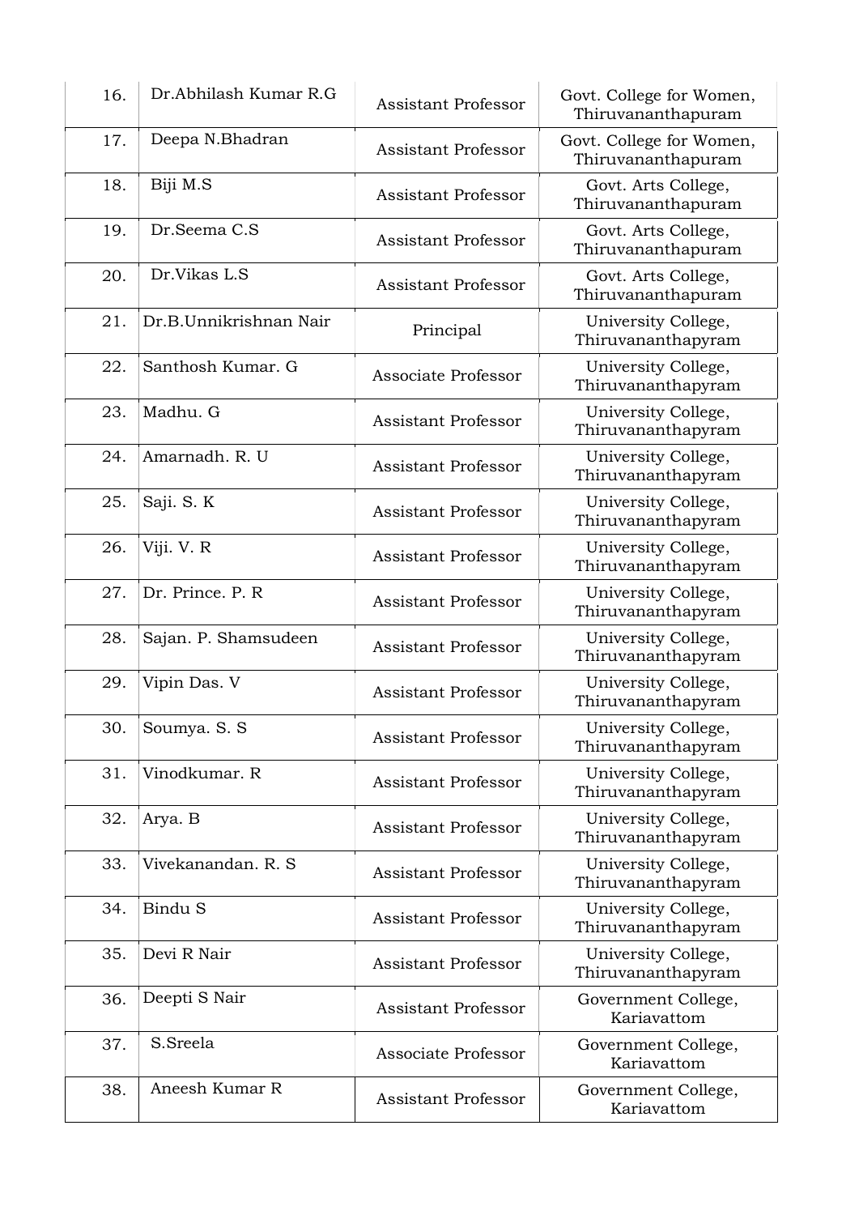| 16. | Dr.Abhilash Kumar R.G | Assistant Professor | Govt. College for Women, Thiruvananthapuram |
|---|---|---|---|
| 17. | Deepa N.Bhadran | Assistant Professor | Govt. College for Women, Thiruvananthapuram |
| 18. | Biji M.S | Assistant Professor | Govt. Arts College, Thiruvananthapuram |
| 19. | Dr.Seema C.S | Assistant Professor | Govt. Arts College, Thiruvananthapuram |
| 20. | Dr.Vikas L.S | Assistant Professor | Govt. Arts College, Thiruvananthapuram |
| 21. | Dr.B.Unnikrishnan Nair | Principal | University College, Thiruvananthapyram |
| 22. | Santhosh Kumar. G | Associate Professor | University College, Thiruvananthapyram |
| 23. | Madhu. G | Assistant Professor | University College, Thiruvananthapyram |
| 24. | Amarnadh. R. U | Assistant Professor | University College, Thiruvananthapyram |
| 25. | Saji. S. K | Assistant Professor | University College, Thiruvananthapyram |
| 26. | Viji. V. R | Assistant Professor | University College, Thiruvananthapyram |
| 27. | Dr. Prince. P. R | Assistant Professor | University College, Thiruvananthapyram |
| 28. | Sajan. P. Shamsudeen | Assistant Professor | University College, Thiruvananthapyram |
| 29. | Vipin Das. V | Assistant Professor | University College, Thiruvananthapyram |
| 30. | Soumya. S. S | Assistant Professor | University College, Thiruvananthapyram |
| 31. | Vinodkumar. R | Assistant Professor | University College, Thiruvananthapyram |
| 32. | Arya. B | Assistant Professor | University College, Thiruvananthapyram |
| 33. | Vivekanandan. R. S | Assistant Professor | University College, Thiruvananthapyram |
| 34. | Bindu S | Assistant Professor | University College, Thiruvananthapyram |
| 35. | Devi R Nair | Assistant Professor | University College, Thiruvananthapyram |
| 36. | Deepti S Nair | Assistant Professor | Government College, Kariavattom |
| 37. | S.Sreela | Associate Professor | Government College, Kariavattom |
| 38. | Aneesh Kumar R | Assistant Professor | Government College, Kariavattom |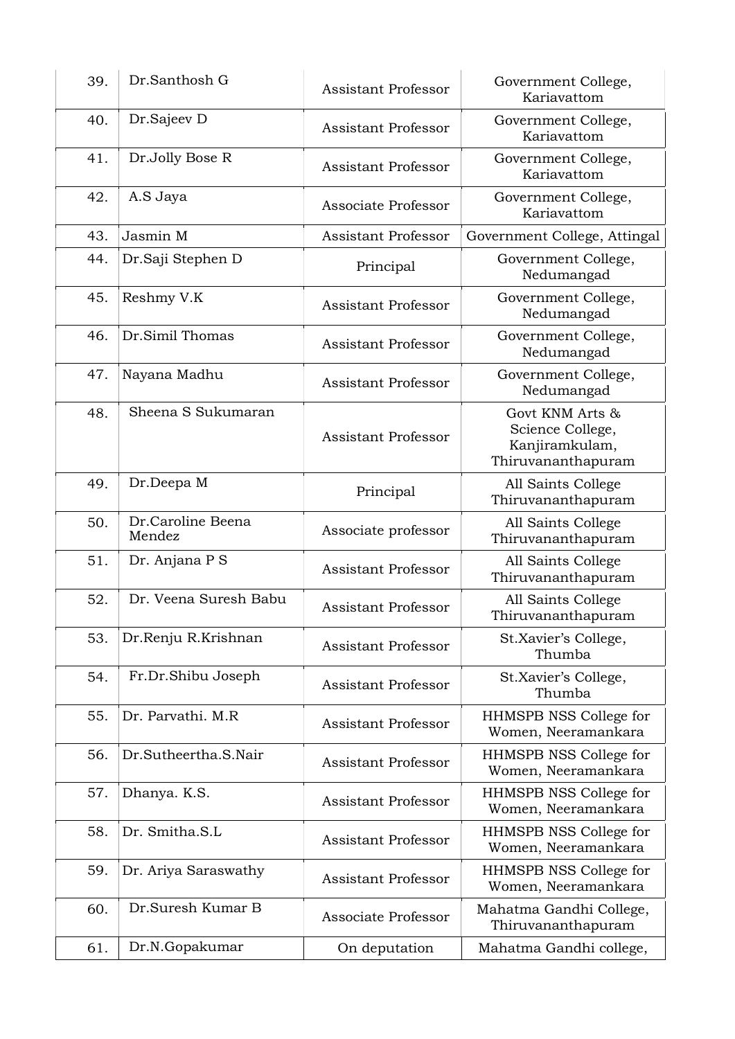| | | | |
|---|---|---|---|
| 39. | Dr.Santhosh G | Assistant Professor | Government College, Kariavattom |
| 40. | Dr.Sajeev D | Assistant Professor | Government College, Kariavattom |
| 41. | Dr.Jolly Bose R | Assistant Professor | Government College, Kariavattom |
| 42. | A.S Jaya | Associate Professor | Government College, Kariavattom |
| 43. | Jasmin M | Assistant Professor | Government College, Attingal |
| 44. | Dr.Saji Stephen D | Principal | Government College, Nedumangad |
| 45. | Reshmy V.K | Assistant Professor | Government College, Nedumangad |
| 46. | Dr.Simil Thomas | Assistant Professor | Government College, Nedumangad |
| 47. | Nayana Madhu | Assistant Professor | Government College, Nedumangad |
| 48. | Sheena S Sukumaran | Assistant Professor | Govt KNM Arts & Science College, Kanjiramkulam, Thiruvananthapuram |
| 49. | Dr.Deepa M | Principal | All Saints College Thiruvananthapuram |
| 50. | Dr.Caroline Beena Mendez | Associate professor | All Saints College Thiruvananthapuram |
| 51. | Dr. Anjana P S | Assistant Professor | All Saints College Thiruvananthapuram |
| 52. | Dr. Veena Suresh Babu | Assistant Professor | All Saints College Thiruvananthapuram |
| 53. | Dr.Renju R.Krishnan | Assistant Professor | St.Xavier's College, Thumba |
| 54. | Fr.Dr.Shibu Joseph | Assistant Professor | St.Xavier's College, Thumba |
| 55. | Dr. Parvathi. M.R | Assistant Professor | HHMSPB NSS College for Women, Neeramankara |
| 56. | Dr.Sutheertha.S.Nair | Assistant Professor | HHMSPB NSS College for Women, Neeramankara |
| 57. | Dhanya. K.S. | Assistant Professor | HHMSPB NSS College for Women, Neeramankara |
| 58. | Dr. Smitha.S.L | Assistant Professor | HHMSPB NSS College for Women, Neeramankara |
| 59. | Dr. Ariya Saraswathy | Assistant Professor | HHMSPB NSS College for Women, Neeramankara |
| 60. | Dr.Suresh Kumar B | Associate Professor | Mahatma Gandhi College, Thiruvananthapuram |
| 61. | Dr.N.Gopakumar | On deputation | Mahatma Gandhi college, |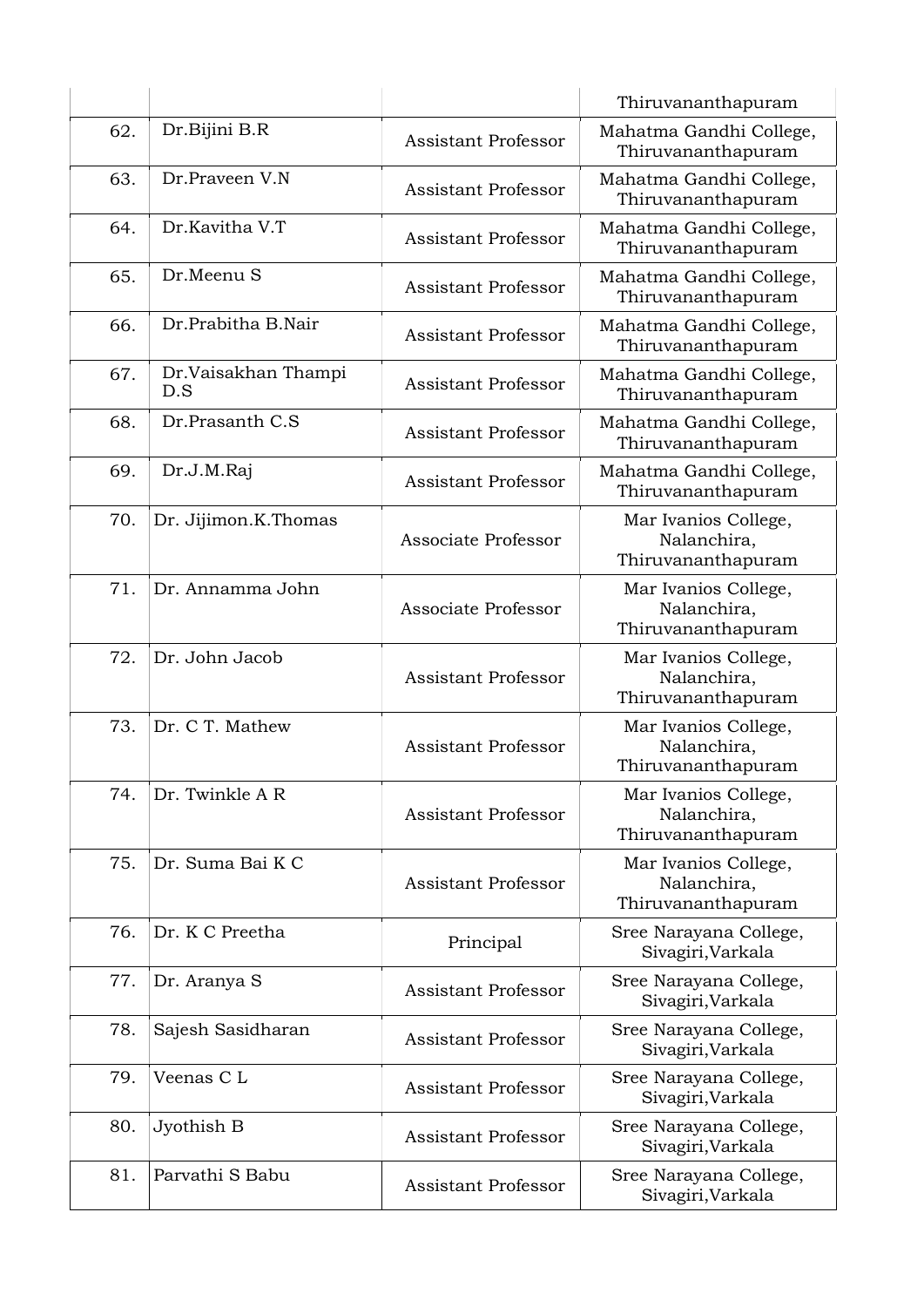| | | | |
|---|---|---|---|
| | | | Thiruvananthapuram |
| 62. | Dr.Bijini B.R | Assistant Professor | Mahatma Gandhi College, Thiruvananthapuram |
| 63. | Dr.Praveen V.N | Assistant Professor | Mahatma Gandhi College, Thiruvananthapuram |
| 64. | Dr.Kavitha V.T | Assistant Professor | Mahatma Gandhi College, Thiruvananthapuram |
| 65. | Dr.Meenu S | Assistant Professor | Mahatma Gandhi College, Thiruvananthapuram |
| 66. | Dr.Prabitha B.Nair | Assistant Professor | Mahatma Gandhi College, Thiruvananthapuram |
| 67. | Dr.Vaisakhan Thampi D.S | Assistant Professor | Mahatma Gandhi College, Thiruvananthapuram |
| 68. | Dr.Prasanth C.S | Assistant Professor | Mahatma Gandhi College, Thiruvananthapuram |
| 69. | Dr.J.M.Raj | Assistant Professor | Mahatma Gandhi College, Thiruvananthapuram |
| 70. | Dr. Jijimon.K.Thomas | Associate Professor | Mar Ivanios College, Nalanchira, Thiruvananthapuram |
| 71. | Dr. Annamma John | Associate Professor | Mar Ivanios College, Nalanchira, Thiruvananthapuram |
| 72. | Dr. John Jacob | Assistant Professor | Mar Ivanios College, Nalanchira, Thiruvananthapuram |
| 73. | Dr. C T. Mathew | Assistant Professor | Mar Ivanios College, Nalanchira, Thiruvananthapuram |
| 74. | Dr. Twinkle A R | Assistant Professor | Mar Ivanios College, Nalanchira, Thiruvananthapuram |
| 75. | Dr. Suma Bai K C | Assistant Professor | Mar Ivanios College, Nalanchira, Thiruvananthapuram |
| 76. | Dr. K C Preetha | Principal | Sree Narayana College, Sivagiri,Varkala |
| 77. | Dr. Aranya S | Assistant Professor | Sree Narayana College, Sivagiri,Varkala |
| 78. | Sajesh Sasidharan | Assistant Professor | Sree Narayana College, Sivagiri,Varkala |
| 79. | Veenas C L | Assistant Professor | Sree Narayana College, Sivagiri,Varkala |
| 80. | Jyothish B | Assistant Professor | Sree Narayana College, Sivagiri,Varkala |
| 81. | Parvathi S Babu | Assistant Professor | Sree Narayana College, Sivagiri,Varkala |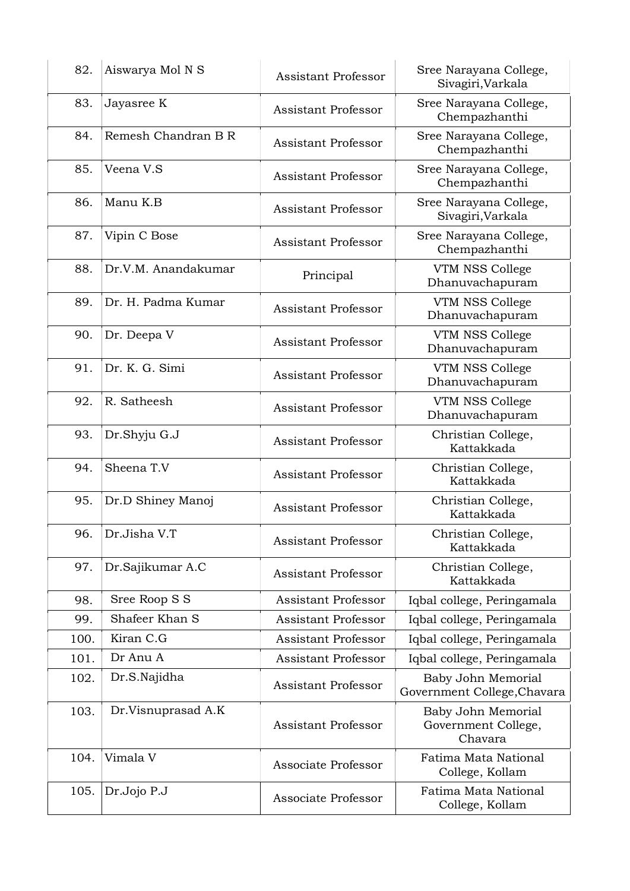| 82. | Aiswarya Mol N S | Assistant Professor | Sree Narayana College, Sivagiri,Varkala |
|---|---|---|---|
| 83. | Jayasree K | Assistant Professor | Sree Narayana College, Chempazhanthi |
| 84. | Remesh Chandran B R | Assistant Professor | Sree Narayana College, Chempazhanthi |
| 85. | Veena V.S | Assistant Professor | Sree Narayana College, Chempazhanthi |
| 86. | Manu K.B | Assistant Professor | Sree Narayana College, Sivagiri,Varkala |
| 87. | Vipin C Bose | Assistant Professor | Sree Narayana College, Chempazhanthi |
| 88. | Dr.V.M. Anandakumar | Principal | VTM NSS College Dhanuvachapuram |
| 89. | Dr. H. Padma Kumar | Assistant Professor | VTM NSS College Dhanuvachapuram |
| 90. | Dr. Deepa V | Assistant Professor | VTM NSS College Dhanuvachapuram |
| 91. | Dr. K. G. Simi | Assistant Professor | VTM NSS College Dhanuvachapuram |
| 92. | R. Satheesh | Assistant Professor | VTM NSS College Dhanuvachapuram |
| 93. | Dr.Shyju G.J | Assistant Professor | Christian College, Kattakkada |
| 94. | Sheena T.V | Assistant Professor | Christian College, Kattakkada |
| 95. | Dr.D Shiney Manoj | Assistant Professor | Christian College, Kattakkada |
| 96. | Dr.Jisha V.T | Assistant Professor | Christian College, Kattakkada |
| 97. | Dr.Sajikumar A.C | Assistant Professor | Christian College, Kattakkada |
| 98. | Sree Roop S S | Assistant Professor | Iqbal college, Peringamala |
| 99. | Shafeer Khan S | Assistant Professor | Iqbal college, Peringamala |
| 100. | Kiran C.G | Assistant Professor | Iqbal college, Peringamala |
| 101. | Dr Anu A | Assistant Professor | Iqbal college, Peringamala |
| 102. | Dr.S.Najidha | Assistant Professor | Baby John Memorial Government College,Chavara |
| 103. | Dr.Visnuprasad A.K | Assistant Professor | Baby John Memorial Government College, Chavara |
| 104. | Vimala V | Associate Professor | Fatima Mata National College, Kollam |
| 105. | Dr.Jojo P.J | Associate Professor | Fatima Mata National College, Kollam |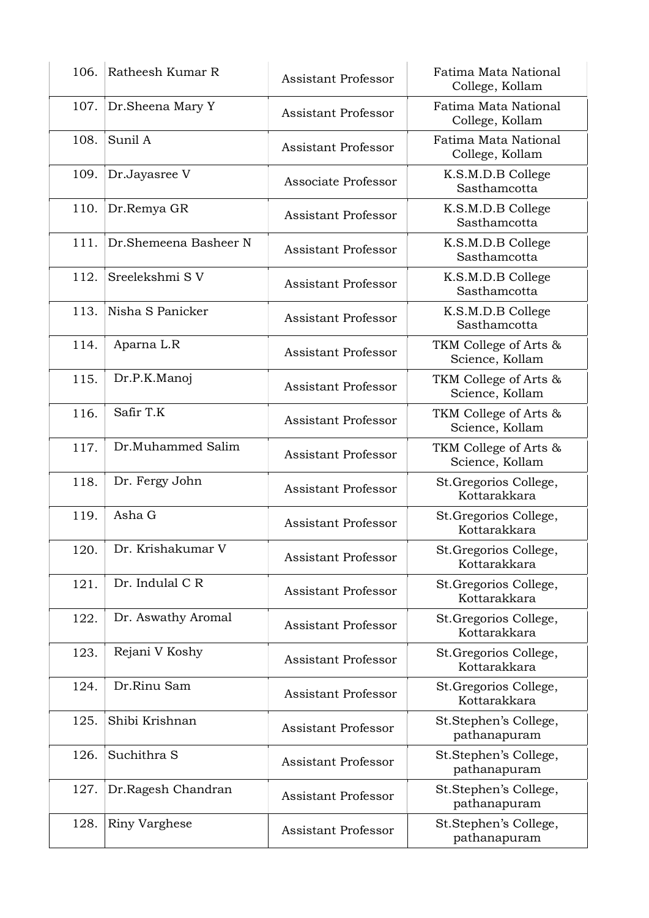| | | | |
|---|---|---|---|
| 106. | Ratheesh Kumar R | Assistant Professor | Fatima Mata National College, Kollam |
| 107. | Dr.Sheena Mary Y | Assistant Professor | Fatima Mata National College, Kollam |
| 108. | Sunil A | Assistant Professor | Fatima Mata National College, Kollam |
| 109. | Dr.Jayasree V | Associate Professor | K.S.M.D.B College Sasthamcotta |
| 110. | Dr.Remya GR | Assistant Professor | K.S.M.D.B College Sasthamcotta |
| 111. | Dr.Shemeena Basheer N | Assistant Professor | K.S.M.D.B College Sasthamcotta |
| 112. | Sreelekshmi S V | Assistant Professor | K.S.M.D.B College Sasthamcotta |
| 113. | Nisha S Panicker | Assistant Professor | K.S.M.D.B College Sasthamcotta |
| 114. | Aparna L.R | Assistant Professor | TKM College of Arts & Science, Kollam |
| 115. | Dr.P.K.Manoj | Assistant Professor | TKM College of Arts & Science, Kollam |
| 116. | Safir T.K | Assistant Professor | TKM College of Arts & Science, Kollam |
| 117. | Dr.Muhammed Salim | Assistant Professor | TKM College of Arts & Science, Kollam |
| 118. | Dr. Fergy John | Assistant Professor | St.Gregorios College, Kottarakkara |
| 119. | Asha G | Assistant Professor | St.Gregorios College, Kottarakkara |
| 120. | Dr. Krishakumar V | Assistant Professor | St.Gregorios College, Kottarakkara |
| 121. | Dr. Indulal C R | Assistant Professor | St.Gregorios College, Kottarakkara |
| 122. | Dr. Aswathy Aromal | Assistant Professor | St.Gregorios College, Kottarakkara |
| 123. | Rejani V Koshy | Assistant Professor | St.Gregorios College, Kottarakkara |
| 124. | Dr.Rinu Sam | Assistant Professor | St.Gregorios College, Kottarakkara |
| 125. | Shibi Krishnan | Assistant Professor | St.Stephen's College, pathanapuram |
| 126. | Suchithra S | Assistant Professor | St.Stephen's College, pathanapuram |
| 127. | Dr.Ragesh Chandran | Assistant Professor | St.Stephen's College, pathanapuram |
| 128. | Riny Varghese | Assistant Professor | St.Stephen's College, pathanapuram |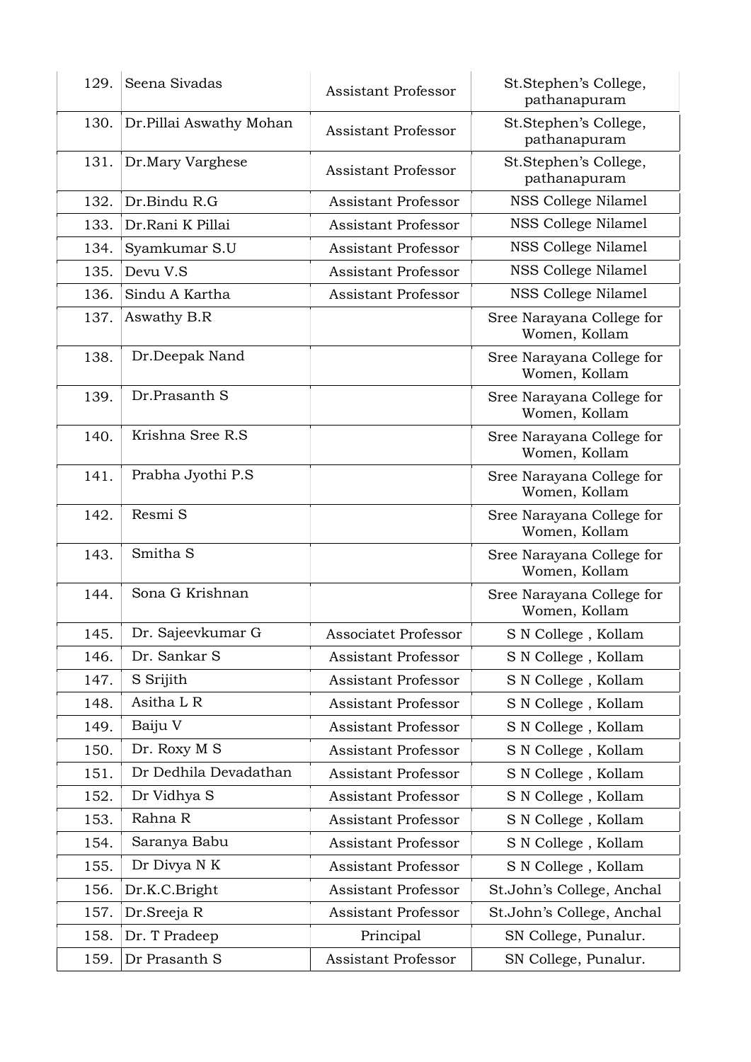| | | | |
|---|---|---|---|
| 129. | Seena Sivadas | Assistant Professor | St.Stephen's College, pathanapuram |
| 130. | Dr.Pillai Aswathy Mohan | Assistant Professor | St.Stephen's College, pathanapuram |
| 131. | Dr.Mary Varghese | Assistant Professor | St.Stephen's College, pathanapuram |
| 132. | Dr.Bindu R.G | Assistant Professor | NSS College Nilamel |
| 133. | Dr.Rani K Pillai | Assistant Professor | NSS College Nilamel |
| 134. | Syamkumar S.U | Assistant Professor | NSS College Nilamel |
| 135. | Devu V.S | Assistant Professor | NSS College Nilamel |
| 136. | Sindu A Kartha | Assistant Professor | NSS College Nilamel |
| 137. | Aswathy B.R | | Sree Narayana College for Women, Kollam |
| 138. | Dr.Deepak Nand | | Sree Narayana College for Women, Kollam |
| 139. | Dr.Prasanth S | | Sree Narayana College for Women, Kollam |
| 140. | Krishna Sree R.S | | Sree Narayana College for Women, Kollam |
| 141. | Prabha Jyothi P.S | | Sree Narayana College for Women, Kollam |
| 142. | Resmi S | | Sree Narayana College for Women, Kollam |
| 143. | Smitha S | | Sree Narayana College for Women, Kollam |
| 144. | Sona G Krishnan | | Sree Narayana College for Women, Kollam |
| 145. | Dr. Sajeevkumar G | Associatet Professor | S N College , Kollam |
| 146. | Dr. Sankar S | Assistant Professor | S N College , Kollam |
| 147. | S Srijith | Assistant Professor | S N College , Kollam |
| 148. | Asitha L R | Assistant Professor | S N College , Kollam |
| 149. | Baiju V | Assistant Professor | S N College , Kollam |
| 150. | Dr. Roxy M S | Assistant Professor | S N College , Kollam |
| 151. | Dr Dedhila Devadathan | Assistant Professor | S N College , Kollam |
| 152. | Dr Vidhya S | Assistant Professor | S N College , Kollam |
| 153. | Rahna R | Assistant Professor | S N College , Kollam |
| 154. | Saranya Babu | Assistant Professor | S N College , Kollam |
| 155. | Dr Divya N K | Assistant Professor | S N College , Kollam |
| 156. | Dr.K.C.Bright | Assistant Professor | St.John's College, Anchal |
| 157. | Dr.Sreeja R | Assistant Professor | St.John's College, Anchal |
| 158. | Dr. T Pradeep | Principal | SN College, Punalur. |
| 159. | Dr Prasanth S | Assistant Professor | SN College, Punalur. |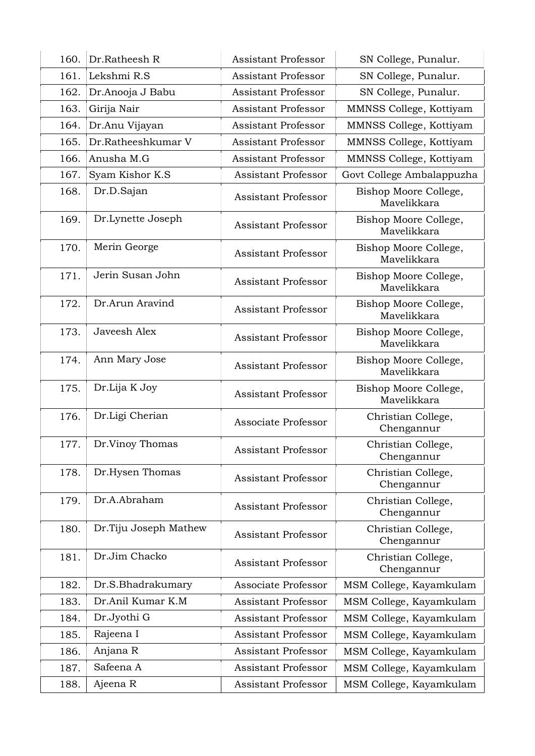| | | | |
|---|---|---|---|
| 160. | Dr.Ratheesh R | Assistant Professor | SN College, Punalur. |
| 161. | Lekshmi R.S | Assistant Professor | SN College, Punalur. |
| 162. | Dr.Anooja J Babu | Assistant Professor | SN College, Punalur. |
| 163. | Girija Nair | Assistant Professor | MMNSS College, Kottiyam |
| 164. | Dr.Anu Vijayan | Assistant Professor | MMNSS College, Kottiyam |
| 165. | Dr.Ratheeshkumar V | Assistant Professor | MMNSS College, Kottiyam |
| 166. | Anusha M.G | Assistant Professor | MMNSS College, Kottiyam |
| 167. | Syam Kishor K.S | Assistant Professor | Govt College Ambalappuzha |
| 168. | Dr.D.Sajan | Assistant Professor | Bishop Moore College, Mavelikkara |
| 169. | Dr.Lynette Joseph | Assistant Professor | Bishop Moore College, Mavelikkara |
| 170. | Merin George | Assistant Professor | Bishop Moore College, Mavelikkara |
| 171. | Jerin Susan John | Assistant Professor | Bishop Moore College, Mavelikkara |
| 172. | Dr.Arun Aravind | Assistant Professor | Bishop Moore College, Mavelikkara |
| 173. | Javeesh Alex | Assistant Professor | Bishop Moore College, Mavelikkara |
| 174. | Ann Mary Jose | Assistant Professor | Bishop Moore College, Mavelikkara |
| 175. | Dr.Lija K Joy | Assistant Professor | Bishop Moore College, Mavelikkara |
| 176. | Dr.Ligi Cherian | Associate Professor | Christian College, Chengannur |
| 177. | Dr.Vinoy Thomas | Assistant Professor | Christian College, Chengannur |
| 178. | Dr.Hysen Thomas | Assistant Professor | Christian College, Chengannur |
| 179. | Dr.A.Abraham | Assistant Professor | Christian College, Chengannur |
| 180. | Dr.Tiju Joseph Mathew | Assistant Professor | Christian College, Chengannur |
| 181. | Dr.Jim Chacko | Assistant Professor | Christian College, Chengannur |
| 182. | Dr.S.Bhadrakumary | Associate Professor | MSM College, Kayamkulam |
| 183. | Dr.Anil Kumar K.M | Assistant Professor | MSM College, Kayamkulam |
| 184. | Dr.Jyothi G | Assistant Professor | MSM College, Kayamkulam |
| 185. | Rajeena I | Assistant Professor | MSM College, Kayamkulam |
| 186. | Anjana R | Assistant Professor | MSM College, Kayamkulam |
| 187. | Safeena A | Assistant Professor | MSM College, Kayamkulam |
| 188. | Ajeena R | Assistant Professor | MSM College, Kayamkulam |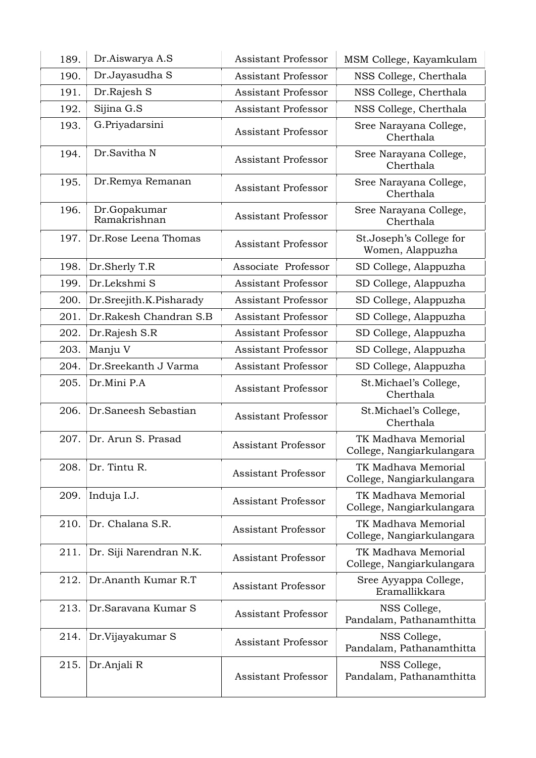| | | | |
|---|---|---|---|
| 189. | Dr.Aiswarya A.S | Assistant Professor | MSM College, Kayamkulam |
| 190. | Dr.Jayasudha S | Assistant Professor | NSS College, Cherthala |
| 191. | Dr.Rajesh S | Assistant Professor | NSS College, Cherthala |
| 192. | Sijina G.S | Assistant Professor | NSS College, Cherthala |
| 193. | G.Priyadarsini | Assistant Professor | Sree Narayana College, Cherthala |
| 194. | Dr.Savitha N | Assistant Professor | Sree Narayana College, Cherthala |
| 195. | Dr.Remya Remanan | Assistant Professor | Sree Narayana College, Cherthala |
| 196. | Dr.Gopakumar Ramakrishnan | Assistant Professor | Sree Narayana College, Cherthala |
| 197. | Dr.Rose Leena Thomas | Assistant Professor | St.Joseph's College for Women, Alappuzha |
| 198. | Dr.Sherly T.R | Associate Professor | SD College, Alappuzha |
| 199. | Dr.Lekshmi S | Assistant Professor | SD College, Alappuzha |
| 200. | Dr.Sreejith.K.Pisharady | Assistant Professor | SD College, Alappuzha |
| 201. | Dr.Rakesh Chandran S.B | Assistant Professor | SD College, Alappuzha |
| 202. | Dr.Rajesh S.R | Assistant Professor | SD College, Alappuzha |
| 203. | Manju V | Assistant Professor | SD College, Alappuzha |
| 204. | Dr.Sreekanth J Varma | Assistant Professor | SD College, Alappuzha |
| 205. | Dr.Mini P.A | Assistant Professor | St.Michael's College, Cherthala |
| 206. | Dr.Saneesh Sebastian | Assistant Professor | St.Michael's College, Cherthala |
| 207. | Dr. Arun S. Prasad | Assistant Professor | TK Madhava Memorial College, Nangiarkulangara |
| 208. | Dr. Tintu R. | Assistant Professor | TK Madhava Memorial College, Nangiarkulangara |
| 209. | Induja I.J. | Assistant Professor | TK Madhava Memorial College, Nangiarkulangara |
| 210. | Dr. Chalana S.R. | Assistant Professor | TK Madhava Memorial College, Nangiarkulangara |
| 211. | Dr. Siji Narendran N.K. | Assistant Professor | TK Madhava Memorial College, Nangiarkulangara |
| 212. | Dr.Ananth Kumar R.T | Assistant Professor | Sree Ayyappa College, Eramallikkara |
| 213. | Dr.Saravana Kumar S | Assistant Professor | NSS College, Pandalam, Pathanamthitta |
| 214. | Dr.Vijayakumar S | Assistant Professor | NSS College, Pandalam, Pathanamthitta |
| 215. | Dr.Anjali R | Assistant Professor | NSS College, Pandalam, Pathanamthitta |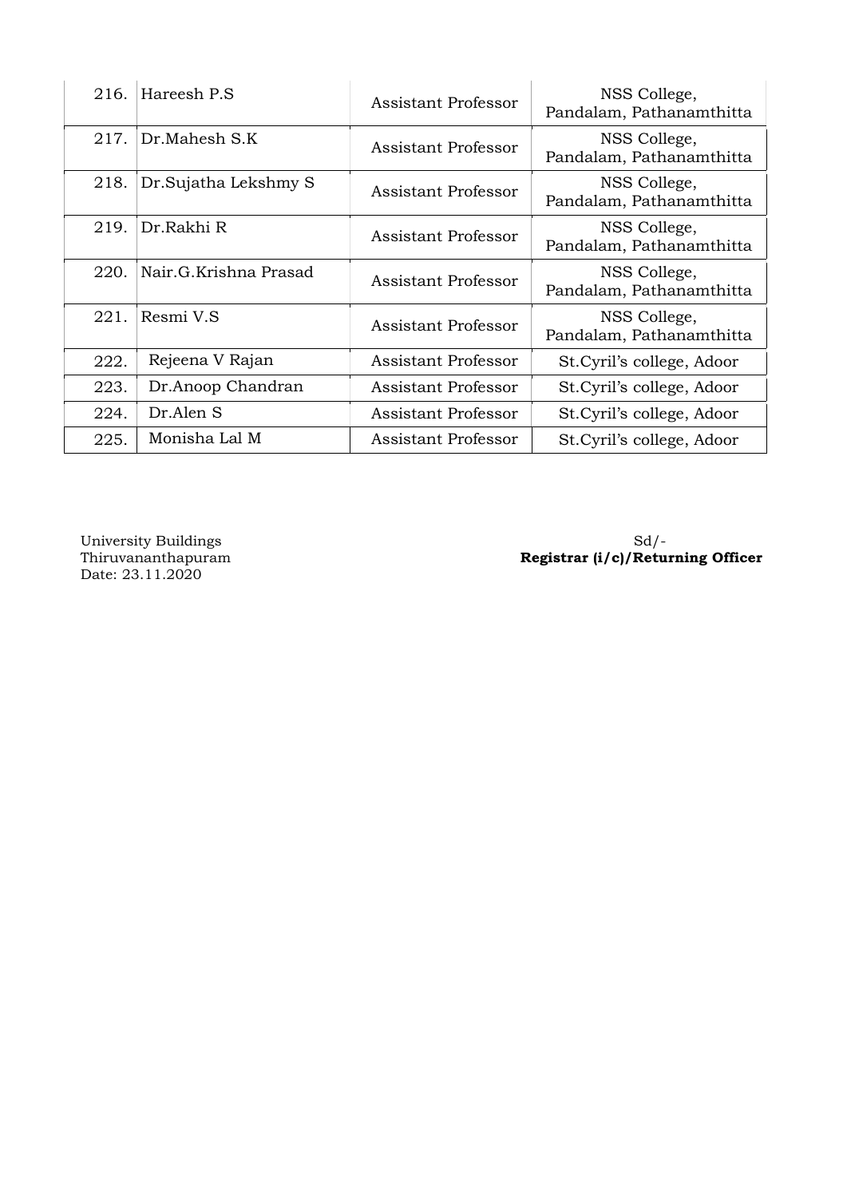| | | | |
|---|---|---|---|
| 216. | Hareesh P.S | Assistant Professor | NSS College, Pandalam, Pathanamthitta |
| 217. | Dr.Mahesh S.K | Assistant Professor | NSS College, Pandalam, Pathanamthitta |
| 218. | Dr.Sujatha Lekshmy S | Assistant Professor | NSS College, Pandalam, Pathanamthitta |
| 219. | Dr.Rakhi R | Assistant Professor | NSS College, Pandalam, Pathanamthitta |
| 220. | Nair.G.Krishna Prasad | Assistant Professor | NSS College, Pandalam, Pathanamthitta |
| 221. | Resmi V.S | Assistant Professor | NSS College, Pandalam, Pathanamthitta |
| 222. | Rejeena V Rajan | Assistant Professor | St.Cyril's college, Adoor |
| 223. | Dr.Anoop Chandran | Assistant Professor | St.Cyril's college, Adoor |
| 224. | Dr.Alen S | Assistant Professor | St.Cyril's college, Adoor |
| 225. | Monisha Lal M | Assistant Professor | St.Cyril's college, Adoor |

University Buildings
Thiruvananthapuram
Date: 23.11.2020

Sd/-
**Registrar (i/c)/Returning Officer**